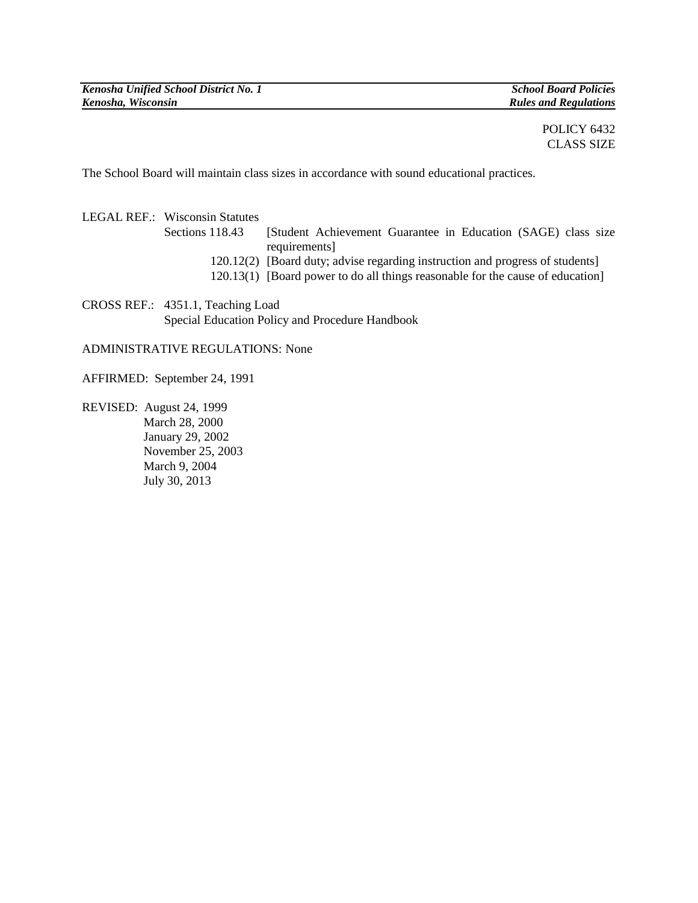POLICY 6432
CLASS SIZE

The School Board will maintain class sizes in accordance with sound educational practices.

LEGAL REF.: Wisconsin Statutes

| | |
|---|---|
| Sections 118.43 | [Student Achievement Guarantee in Education (SAGE) class size requirements] |
| 120.12(2) | [Board duty; advise regarding instruction and progress of students] |
| 120.13(1) | [Board power to do all things reasonable for the cause of education] |

CROSS REF.: 4351.1, Teaching Load
Special Education Policy and Procedure Handbook

ADMINISTRATIVE REGULATIONS: None

AFFIRMED: September 24, 1991

REVISED: August 24, 1999
March 28, 2000
January 29, 2002
November 25, 2003
March 9, 2004
July 30, 2013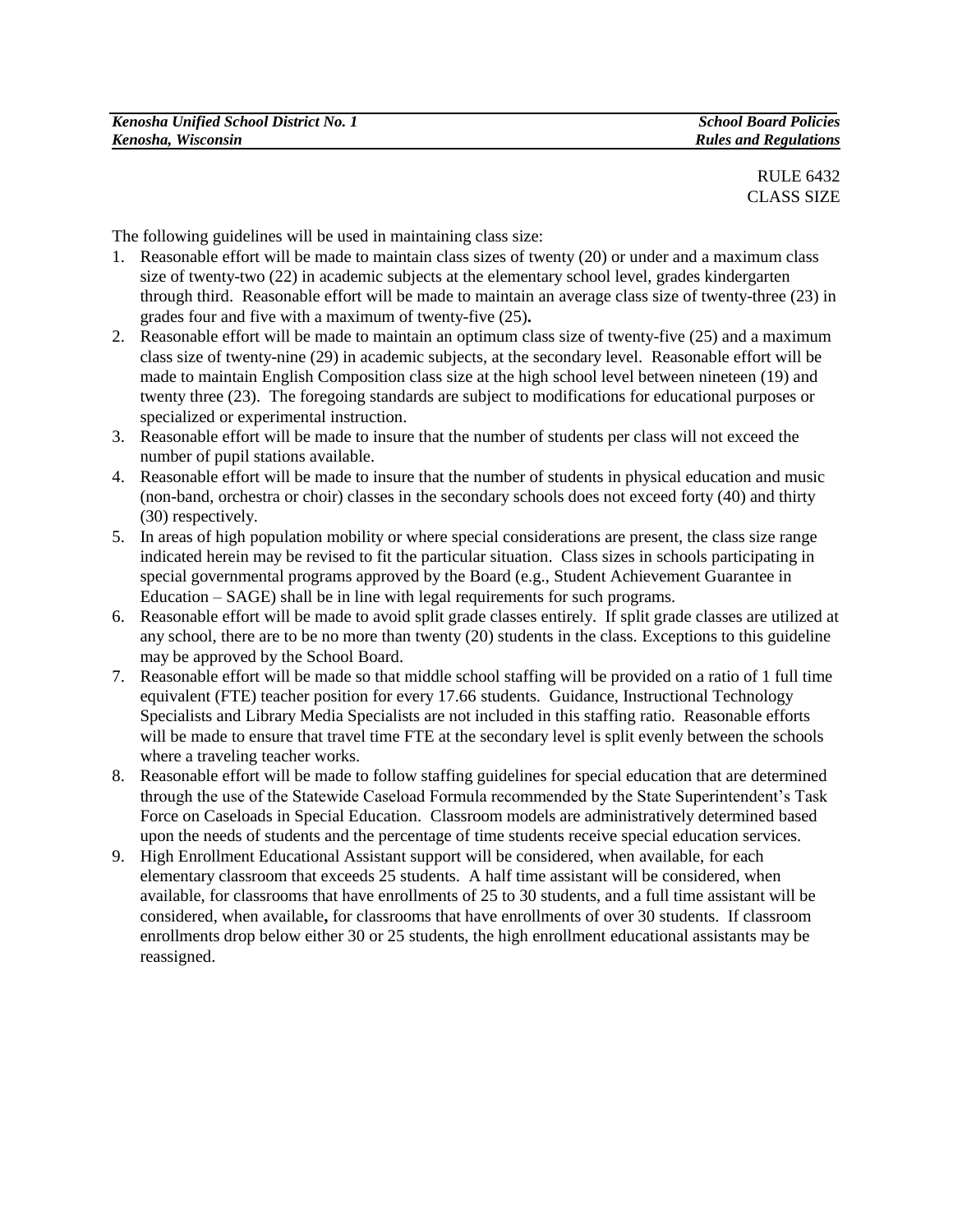RULE 6432
CLASS SIZE

The following guidelines will be used in maintaining class size:

1. Reasonable effort will be made to maintain class sizes of twenty (20) or under and a maximum class size of twenty-two (22) in academic subjects at the elementary school level, grades kindergarten through third. Reasonable effort will be made to maintain an average class size of twenty-three (23) in grades four and five with a maximum of twenty-five (25)**.**
2. Reasonable effort will be made to maintain an optimum class size of twenty-five (25) and a maximum class size of twenty-nine (29) in academic subjects, at the secondary level. Reasonable effort will be made to maintain English Composition class size at the high school level between nineteen (19) and twenty three (23). The foregoing standards are subject to modifications for educational purposes or specialized or experimental instruction.
3. Reasonable effort will be made to insure that the number of students per class will not exceed the number of pupil stations available.
4. Reasonable effort will be made to insure that the number of students in physical education and music (non-band, orchestra or choir) classes in the secondary schools does not exceed forty (40) and thirty (30) respectively.
5. In areas of high population mobility or where special considerations are present, the class size range indicated herein may be revised to fit the particular situation. Class sizes in schools participating in special governmental programs approved by the Board (e.g., Student Achievement Guarantee in Education – SAGE) shall be in line with legal requirements for such programs.
6. Reasonable effort will be made to avoid split grade classes entirely. If split grade classes are utilized at any school, there are to be no more than twenty (20) students in the class. Exceptions to this guideline may be approved by the School Board.
7. Reasonable effort will be made so that middle school staffing will be provided on a ratio of 1 full time equivalent (FTE) teacher position for every 17.66 students. Guidance, Instructional Technology Specialists and Library Media Specialists are not included in this staffing ratio. Reasonable efforts will be made to ensure that travel time FTE at the secondary level is split evenly between the schools where a traveling teacher works.
8. Reasonable effort will be made to follow staffing guidelines for special education that are determined through the use of the Statewide Caseload Formula recommended by the State Superintendent's Task Force on Caseloads in Special Education. Classroom models are administratively determined based upon the needs of students and the percentage of time students receive special education services.
9. High Enrollment Educational Assistant support will be considered, when available, for each elementary classroom that exceeds 25 students. A half time assistant will be considered, when available, for classrooms that have enrollments of 25 to 30 students, and a full time assistant will be considered, when available**,** for classrooms that have enrollments of over 30 students. If classroom enrollments drop below either 30 or 25 students, the high enrollment educational assistants may be reassigned.